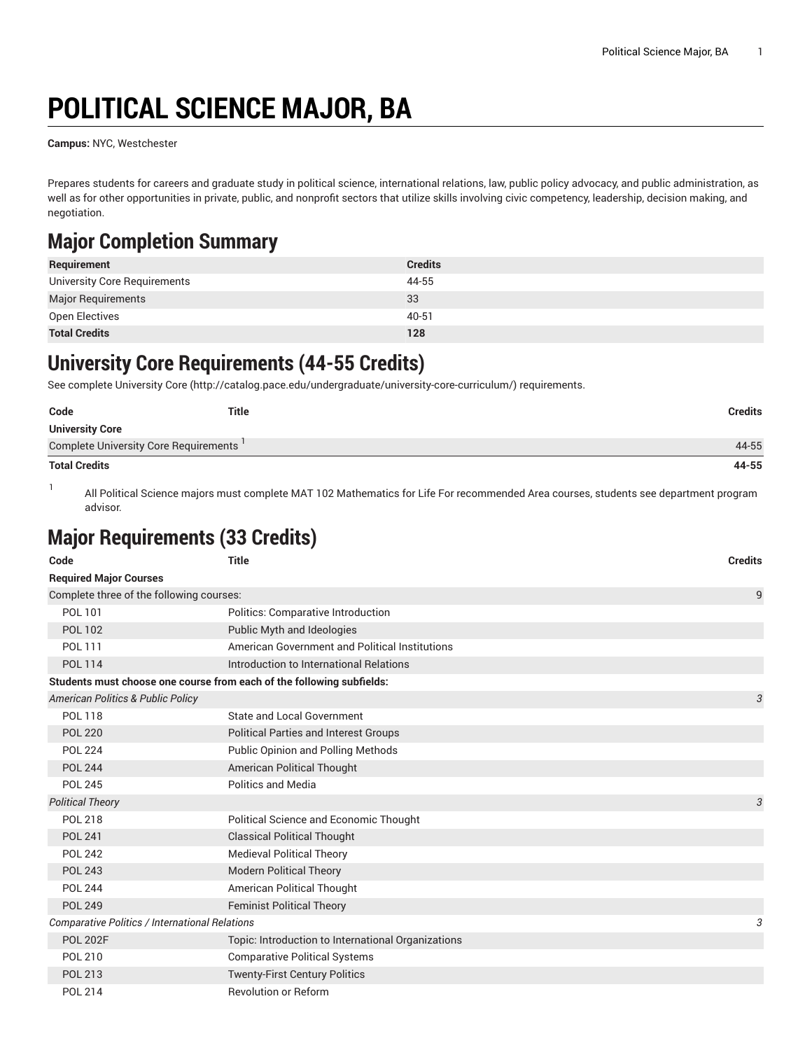# POLITICAL SCIENCE MAJOR, BA

**Campus:** NYC, Westchester

Prepares students for careers and graduate study in political science, international relations, law, public policy advocacy, and public administration, as well as for other opportunities in private, public, and nonprofit sectors that utilize skills involving civic competency, leadership, decision making, and negotiation.

## Major Completion Summary

| Requirement | Credits |
|---|---|
| University Core Requirements | 44-55 |
| Major Requirements | 33 |
| Open Electives | 40-51 |
| **Total Credits** | **128** |

## University Core Requirements (44-55 Credits)

See complete University Core (http://catalog.pace.edu/undergraduate/university-core-curriculum/) requirements.

| Code | Title | Credits |
|---|---|---|
| **University Core** | | |
| Complete University Core Requirements [1] | | 44-55 |
| **Total Credits** | | **44-55** |

[1] All Political Science majors must complete MAT 102 Mathematics for Life For recommended Area courses, students see department program advisor.

## Major Requirements (33 Credits)

| Code | Title | Credits |
|---|---|---|
| **Required Major Courses** | | |
| Complete three of the following courses: | | 9 |
| POL 101 | Politics: Comparative Introduction | |
| POL 102 | Public Myth and Ideologies | |
| POL 111 | American Government and Political Institutions | |
| POL 114 | Introduction to International Relations | |
| **Students must choose one course from each of the following subfields:** | | |
| *American Politics & Public Policy* | | *3* |
| POL 118 | State and Local Government | |
| POL 220 | Political Parties and Interest Groups | |
| POL 224 | Public Opinion and Polling Methods | |
| POL 244 | American Political Thought | |
| POL 245 | Politics and Media | |
| *Political Theory* | | *3* |
| POL 218 | Political Science and Economic Thought | |
| POL 241 | Classical Political Thought | |
| POL 242 | Medieval Political Theory | |
| POL 243 | Modern Political Theory | |
| POL 244 | American Political Thought | |
| POL 249 | Feminist Political Theory | |
| *Comparative Politics / International Relations* | | *3* |
| POL 202F | Topic: Introduction to International Organizations | |
| POL 210 | Comparative Political Systems | |
| POL 213 | Twenty-First Century Politics | |
| POL 214 | Revolution or Reform | |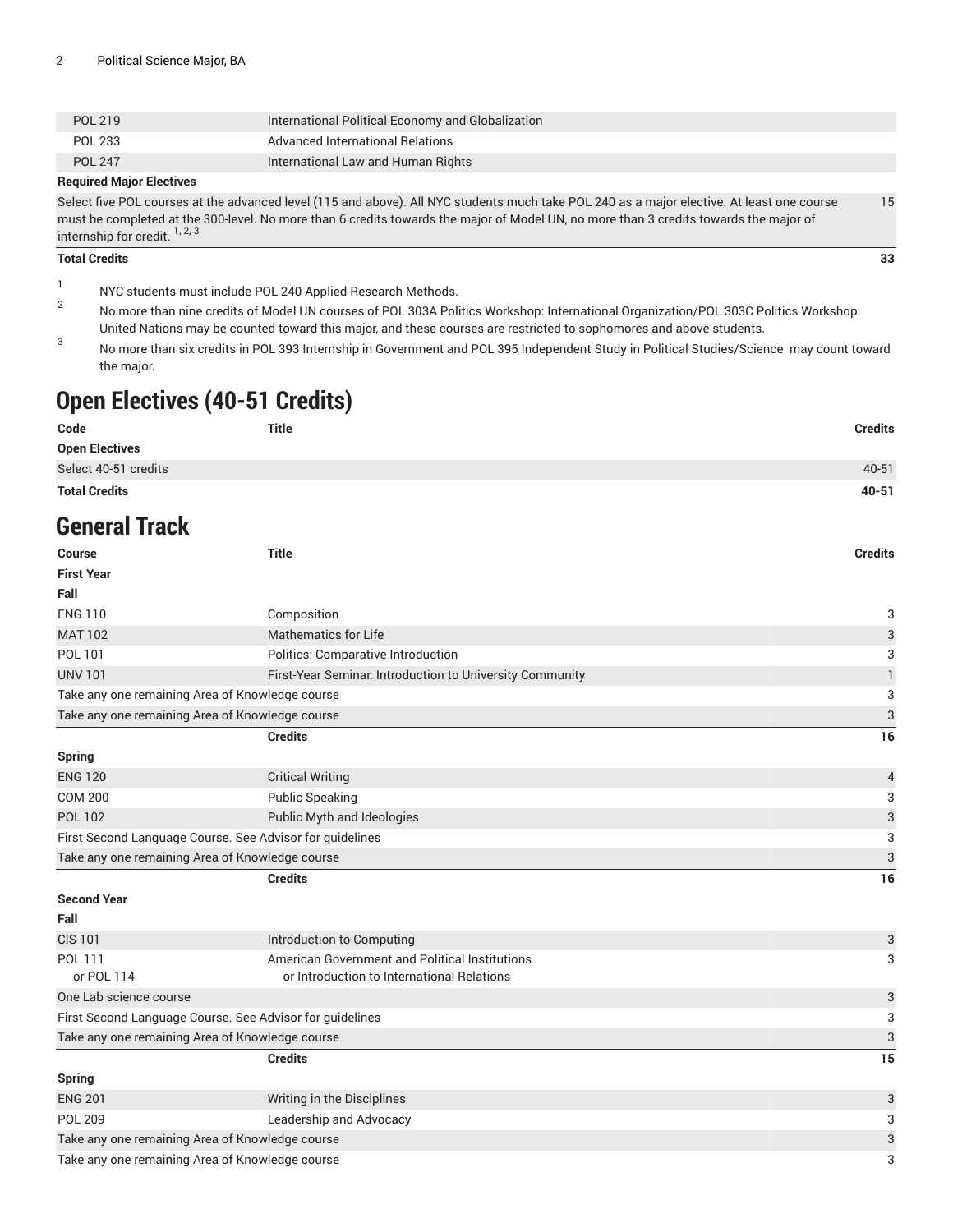| | | |
|---|---|---|
| POL 219 | International Political Economy and Globalization | |
| POL 233 | Advanced International Relations | |
| POL 247 | International Law and Human Rights | |
| **Required Major Electives** | | |
| Select five POL courses at the advanced level (115 and above). All NYC students much take POL 240 as a major elective. At least one course must be completed at the 300-level. No more than 6 credits towards the major of Model UN, no more than 3 credits towards the major of internship for credit. [1, 2, 3] | | 15 |
| **Total Credits** | | **33** |

1. NYC students must include POL 240 Applied Research Methods.
2. No more than nine credits of Model UN courses of POL 303A Politics Workshop: International Organization/POL 303C Politics Workshop: United Nations may be counted toward this major, and these courses are restricted to sophomores and above students.
3. No more than six credits in POL 393 Internship in Government and POL 395 Independent Study in Political Studies/Science may count toward the major.

## Open Electives (40-51 Credits)

| Code | Title | Credits |
|---|---|---|
| **Open Electives** | | |
| Select 40-51 credits | | 40-51 |
| **Total Credits** | | **40-51** |

## General Track

| Course | Title | Credits |
|---|---|---|
| **First Year** | | |
| **Fall** | | |
| ENG 110 | Composition | 3 |
| MAT 102 | Mathematics for Life | 3 |
| POL 101 | Politics: Comparative Introduction | 3 |
| UNV 101 | First-Year Seminar: Introduction to University Community | 1 |
| Take any one remaining Area of Knowledge course | | 3 |
| Take any one remaining Area of Knowledge course | | 3 |
| | **Credits** | **16** |
| **Spring** | | |
| ENG 120 | Critical Writing | 4 |
| COM 200 | Public Speaking | 3 |
| POL 102 | Public Myth and Ideologies | 3 |
| First Second Language Course. See Advisor for guidelines | | 3 |
| Take any one remaining Area of Knowledge course | | 3 |
| | **Credits** | **16** |
| **Second Year** | | |
| **Fall** | | |
| CIS 101 | Introduction to Computing | 3 |
| POL 111 or POL 114 | American Government and Political Institutions or Introduction to International Relations | 3 |
| One Lab science course | | 3 |
| First Second Language Course. See Advisor for guidelines | | 3 |
| Take any one remaining Area of Knowledge course | | 3 |
| | **Credits** | **15** |
| **Spring** | | |
| ENG 201 | Writing in the Disciplines | 3 |
| POL 209 | Leadership and Advocacy | 3 |
| Take any one remaining Area of Knowledge course | | 3 |
| Take any one remaining Area of Knowledge course | | 3 |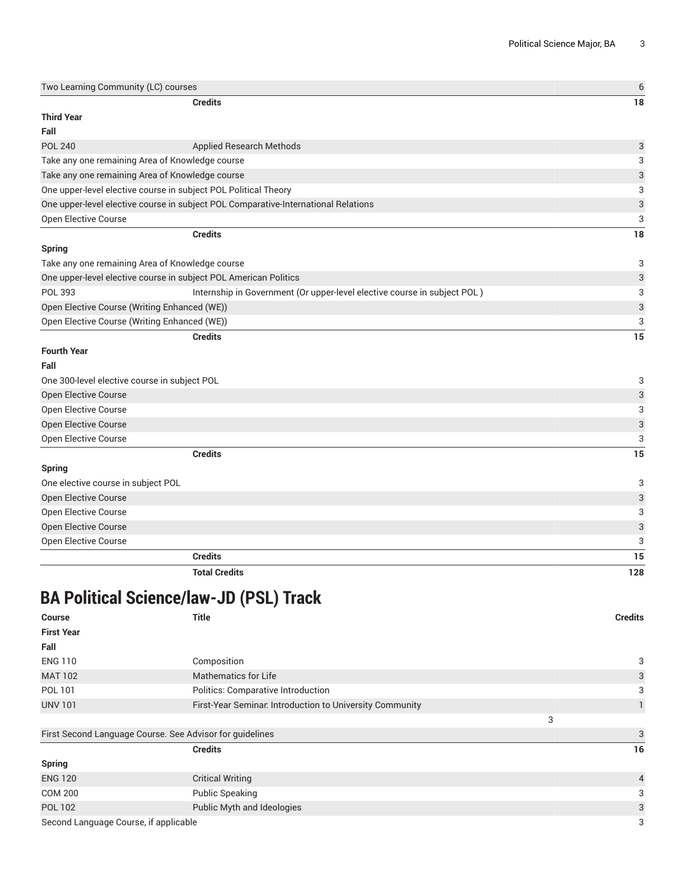| | | |
|---|---|---|
| Two Learning Community (LC) courses | | 6 |
| | **Credits** | **18** |
| **Third Year** | | |
| **Fall** | | |
| POL 240 | Applied Research Methods | 3 |
| Take any one remaining Area of Knowledge course | | 3 |
| Take any one remaining Area of Knowledge course | | 3 |
| One upper-level elective course in subject POL Political Theory | | 3 |
| One upper-level elective course in subject POL Comparative-International Relations | | 3 |
| Open Elective Course | | 3 |
| | **Credits** | **18** |
| **Spring** | | |
| Take any one remaining Area of Knowledge course | | 3 |
| One upper-level elective course in subject POL American Politics | | 3 |
| POL 393 | Internship in Government (Or upper-level elective course in subject POL ) | 3 |
| Open Elective Course (Writing Enhanced (WE)) | | 3 |
| Open Elective Course (Writing Enhanced (WE)) | | 3 |
| | **Credits** | **15** |
| **Fourth Year** | | |
| **Fall** | | |
| One 300-level elective course in subject POL | | 3 |
| Open Elective Course | | 3 |
| Open Elective Course | | 3 |
| Open Elective Course | | 3 |
| Open Elective Course | | 3 |
| | **Credits** | **15** |
| **Spring** | | |
| One elective course in subject POL | | 3 |
| Open Elective Course | | 3 |
| Open Elective Course | | 3 |
| Open Elective Course | | 3 |
| Open Elective Course | | 3 |
| | **Credits** | **15** |
| | **Total Credits** | **128** |

## BA Political Science/law-JD (PSL) Track

| Course | Title | Credits |
|---|---|---|
| **First Year** | | |
| **Fall** | | |
| ENG 110 | Composition | 3 |
| MAT 102 | Mathematics for Life | 3 |
| POL 101 | Politics: Comparative Introduction | 3 |
| UNV 101 | First-Year Seminar: Introduction to University Community | 1 |
| | 3 | |
| First Second Language Course. See Advisor for guidelines | | 3 |
| | **Credits** | **16** |
| **Spring** | | |
| ENG 120 | Critical Writing | 4 |
| COM 200 | Public Speaking | 3 |
| POL 102 | Public Myth and Ideologies | 3 |
| Second Language Course, if applicable | | 3 |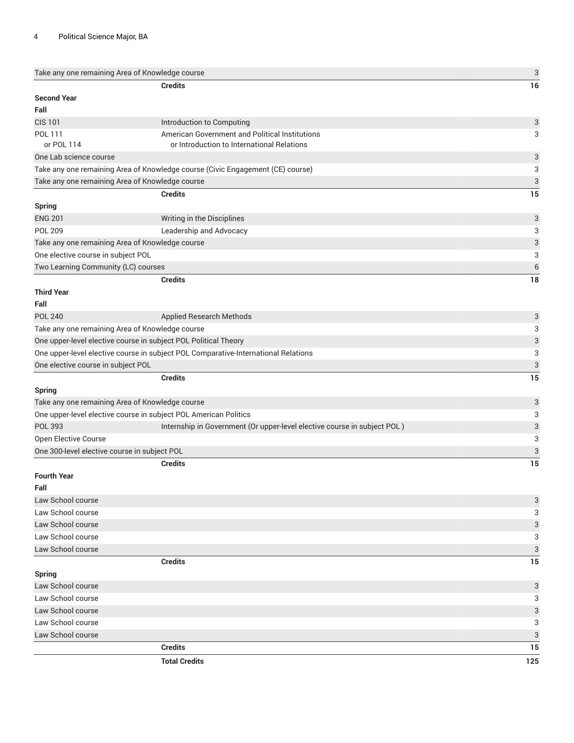| Course | Title | Credits |
| --- | --- | --- |
| Take any one remaining Area of Knowledge course | | 3 |
| | **Credits** | **16** |
| **Second Year** | | |
| **Fall** | | |
| CIS 101 | Introduction to Computing | 3 |
| POL 111 or POL 114 | American Government and Political Institutions or Introduction to International Relations | 3 |
| One Lab science course | | 3 |
| Take any one remaining Area of Knowledge course (Civic Engagement (CE) course) | | 3 |
| Take any one remaining Area of Knowledge course | | 3 |
| | **Credits** | **15** |
| **Spring** | | |
| ENG 201 | Writing in the Disciplines | 3 |
| POL 209 | Leadership and Advocacy | 3 |
| Take any one remaining Area of Knowledge course | | 3 |
| One elective course in subject POL | | 3 |
| Two Learning Community (LC) courses | | 6 |
| | **Credits** | **18** |
| **Third Year** | | |
| **Fall** | | |
| POL 240 | Applied Research Methods | 3 |
| Take any one remaining Area of Knowledge course | | 3 |
| One upper-level elective course in subject POL Political Theory | | 3 |
| One upper-level elective course in subject POL Comparative-International Relations | | 3 |
| One elective course in subject POL | | 3 |
| | **Credits** | **15** |
| **Spring** | | |
| Take any one remaining Area of Knowledge course | | 3 |
| One upper-level elective course in subject POL American Politics | | 3 |
| POL 393 | Internship in Government (Or upper-level elective course in subject POL ) | 3 |
| Open Elective Course | | 3 |
| One 300-level elective course in subject POL | | 3 |
| | **Credits** | **15** |
| **Fourth Year** | | |
| **Fall** | | |
| Law School course | | 3 |
| Law School course | | 3 |
| Law School course | | 3 |
| Law School course | | 3 |
| Law School course | | 3 |
| | **Credits** | **15** |
| **Spring** | | |
| Law School course | | 3 |
| Law School course | | 3 |
| Law School course | | 3 |
| Law School course | | 3 |
| Law School course | | 3 |
| | **Credits** | **15** |
| | **Total Credits** | **125** |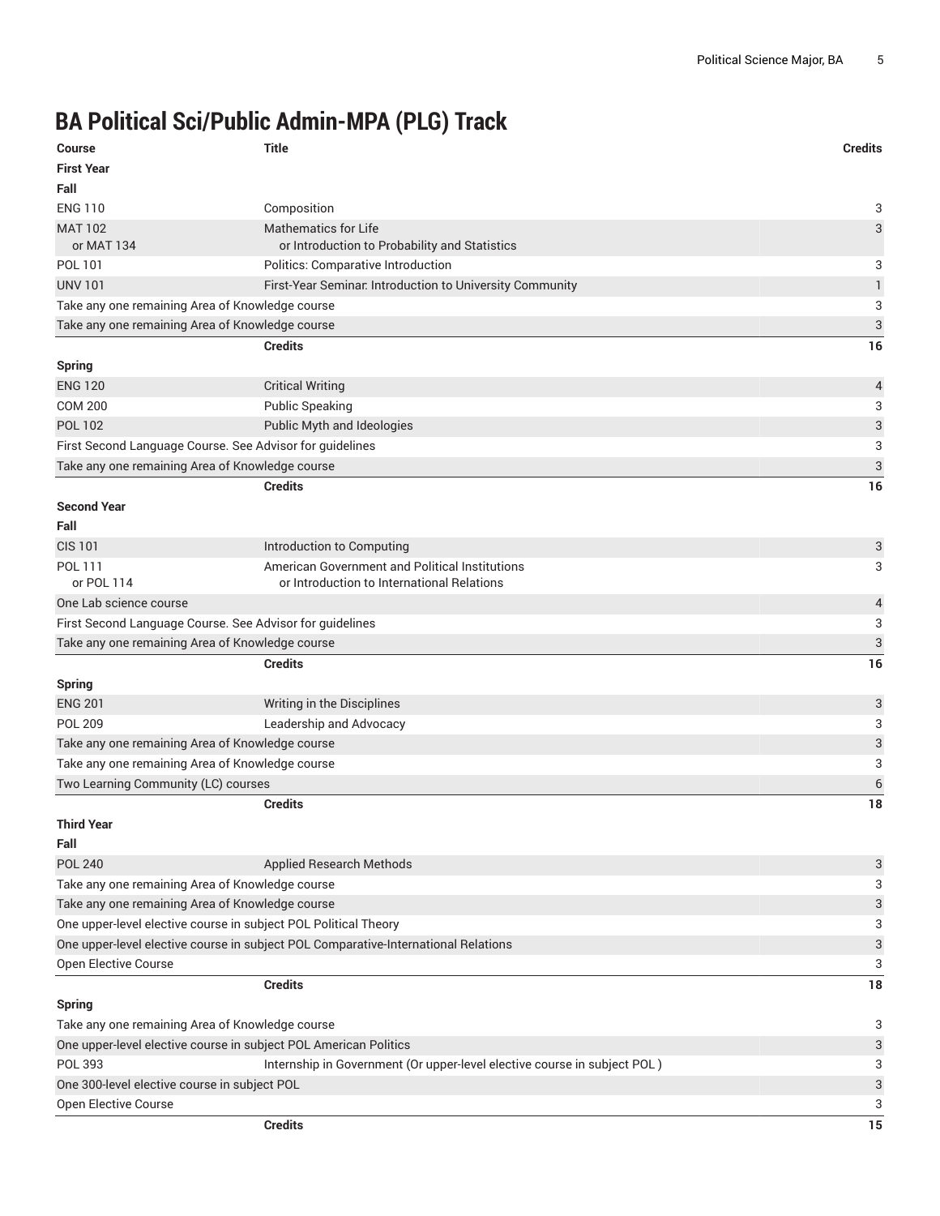# BA Political Sci/Public Admin-MPA (PLG) Track

| Course | Title | Credits |
|---|---|---|
| **First Year** | | |
| **Fall** | | |
| ENG 110 | Composition | 3 |
| MAT 102<br>or MAT 134 | Mathematics for Life<br>or Introduction to Probability and Statistics | 3 |
| POL 101 | Politics: Comparative Introduction | 3 |
| UNV 101 | First-Year Seminar: Introduction to University Community | 1 |
| Take any one remaining Area of Knowledge course | | 3 |
| Take any one remaining Area of Knowledge course | | 3 |
| | **Credits** | **16** |
| **Spring** | | |
| ENG 120 | Critical Writing | 4 |
| COM 200 | Public Speaking | 3 |
| POL 102 | Public Myth and Ideologies | 3 |
| First Second Language Course. See Advisor for guidelines | | 3 |
| Take any one remaining Area of Knowledge course | | 3 |
| | **Credits** | **16** |
| **Second Year** | | |
| **Fall** | | |
| CIS 101 | Introduction to Computing | 3 |
| POL 111<br>or POL 114 | American Government and Political Institutions<br>or Introduction to International Relations | 3 |
| One Lab science course | | 4 |
| First Second Language Course. See Advisor for guidelines | | 3 |
| Take any one remaining Area of Knowledge course | | 3 |
| | **Credits** | **16** |
| **Spring** | | |
| ENG 201 | Writing in the Disciplines | 3 |
| POL 209 | Leadership and Advocacy | 3 |
| Take any one remaining Area of Knowledge course | | 3 |
| Take any one remaining Area of Knowledge course | | 3 |
| Two Learning Community (LC) courses | | 6 |
| | **Credits** | **18** |
| **Third Year** | | |
| **Fall** | | |
| POL 240 | Applied Research Methods | 3 |
| Take any one remaining Area of Knowledge course | | 3 |
| Take any one remaining Area of Knowledge course | | 3 |
| One upper-level elective course in subject POL Political Theory | | 3 |
| One upper-level elective course in subject POL Comparative-International Relations | | 3 |
| Open Elective Course | | 3 |
| | **Credits** | **18** |
| **Spring** | | |
| Take any one remaining Area of Knowledge course | | 3 |
| One upper-level elective course in subject POL American Politics | | 3 |
| POL 393 | Internship in Government (Or upper-level elective course in subject POL ) | 3 |
| One 300-level elective course in subject POL | | 3 |
| Open Elective Course | | 3 |
| | **Credits** | **15** |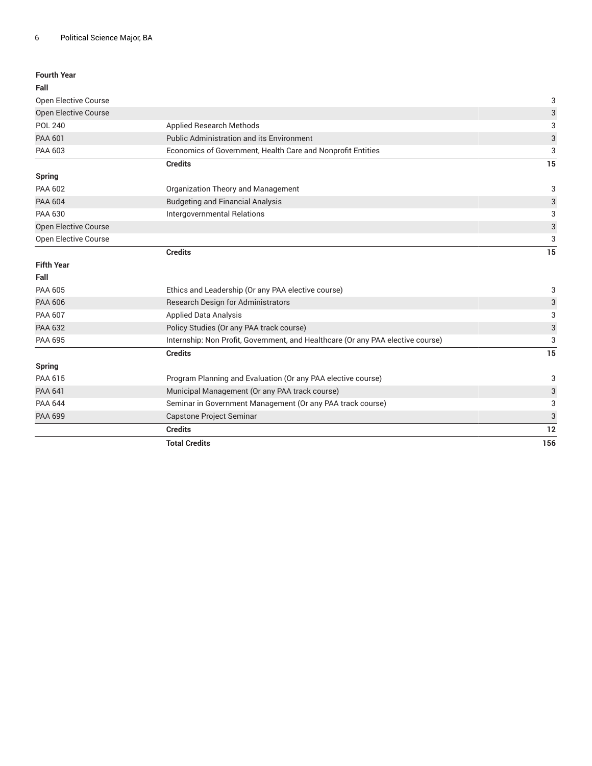| | | |
|---|---|---|
| **Fourth Year** | | |
| **Fall** | | |
| Open Elective Course | | 3 |
| Open Elective Course | | 3 |
| POL 240 | Applied Research Methods | 3 |
| PAA 601 | Public Administration and its Environment | 3 |
| PAA 603 | Economics of Government, Health Care and Nonprofit Entities | 3 |
| | **Credits** | **15** |
| **Spring** | | |
| PAA 602 | Organization Theory and Management | 3 |
| PAA 604 | Budgeting and Financial Analysis | 3 |
| PAA 630 | Intergovernmental Relations | 3 |
| Open Elective Course | | 3 |
| Open Elective Course | | 3 |
| | **Credits** | **15** |
| **Fifth Year** | | |
| **Fall** | | |
| PAA 605 | Ethics and Leadership (Or any PAA elective course) | 3 |
| PAA 606 | Research Design for Administrators | 3 |
| PAA 607 | Applied Data Analysis | 3 |
| PAA 632 | Policy Studies (Or any PAA track course) | 3 |
| PAA 695 | Internship: Non Profit, Government, and Healthcare (Or any PAA elective course) | 3 |
| | **Credits** | **15** |
| **Spring** | | |
| PAA 615 | Program Planning and Evaluation (Or any PAA elective course) | 3 |
| PAA 641 | Municipal Management (Or any PAA track course) | 3 |
| PAA 644 | Seminar in Government Management (Or any PAA track course) | 3 |
| PAA 699 | Capstone Project Seminar | 3 |
| | **Credits** | **12** |
| | **Total Credits** | **156** |